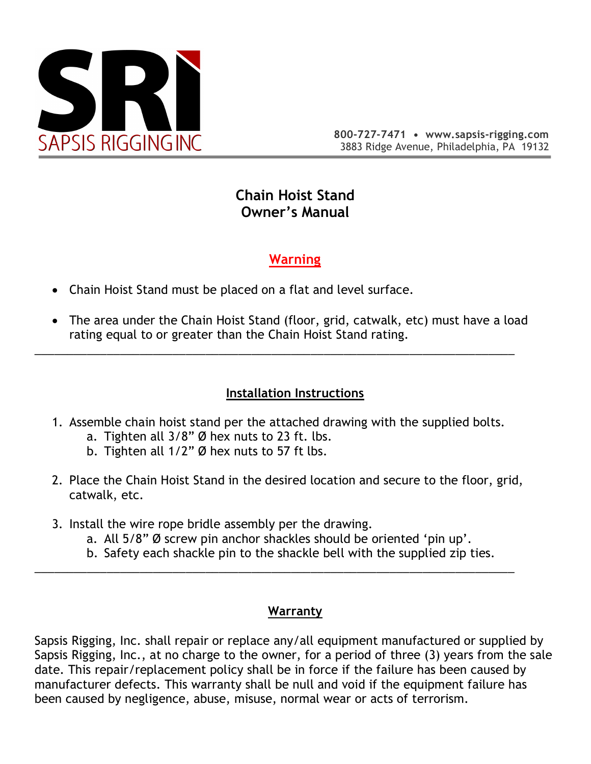SRI
SAPSIS RIGGING INC

**800-727-7471 • www.sapsis-rigging.com**
3883 Ridge Avenue, Philadelphia, PA 19132

# Chain Hoist Stand
# Owner's Manual

## Warning

- Chain Hoist Stand must be placed on a flat and level surface.
- The area under the Chain Hoist Stand (floor, grid, catwalk, etc) must have a load rating equal to or greater than the Chain Hoist Stand rating.

---

## Installation Instructions

1. Assemble chain hoist stand per the attached drawing with the supplied bolts.
   a. Tighten all 3/8" Ø hex nuts to 23 ft. lbs.
   b. Tighten all 1/2" Ø hex nuts to 57 ft lbs.

2. Place the Chain Hoist Stand in the desired location and secure to the floor, grid, catwalk, etc.

3. Install the wire rope bridle assembly per the drawing.
   a. All 5/8" Ø screw pin anchor shackles should be oriented 'pin up'.
   b. Safety each shackle pin to the shackle bell with the supplied zip ties.

---

## Warranty

Sapsis Rigging, Inc. shall repair or replace any/all equipment manufactured or supplied by Sapsis Rigging, Inc., at no charge to the owner, for a period of three (3) years from the sale date. This repair/replacement policy shall be in force if the failure has been caused by manufacturer defects. This warranty shall be null and void if the equipment failure has been caused by negligence, abuse, misuse, normal wear or acts of terrorism.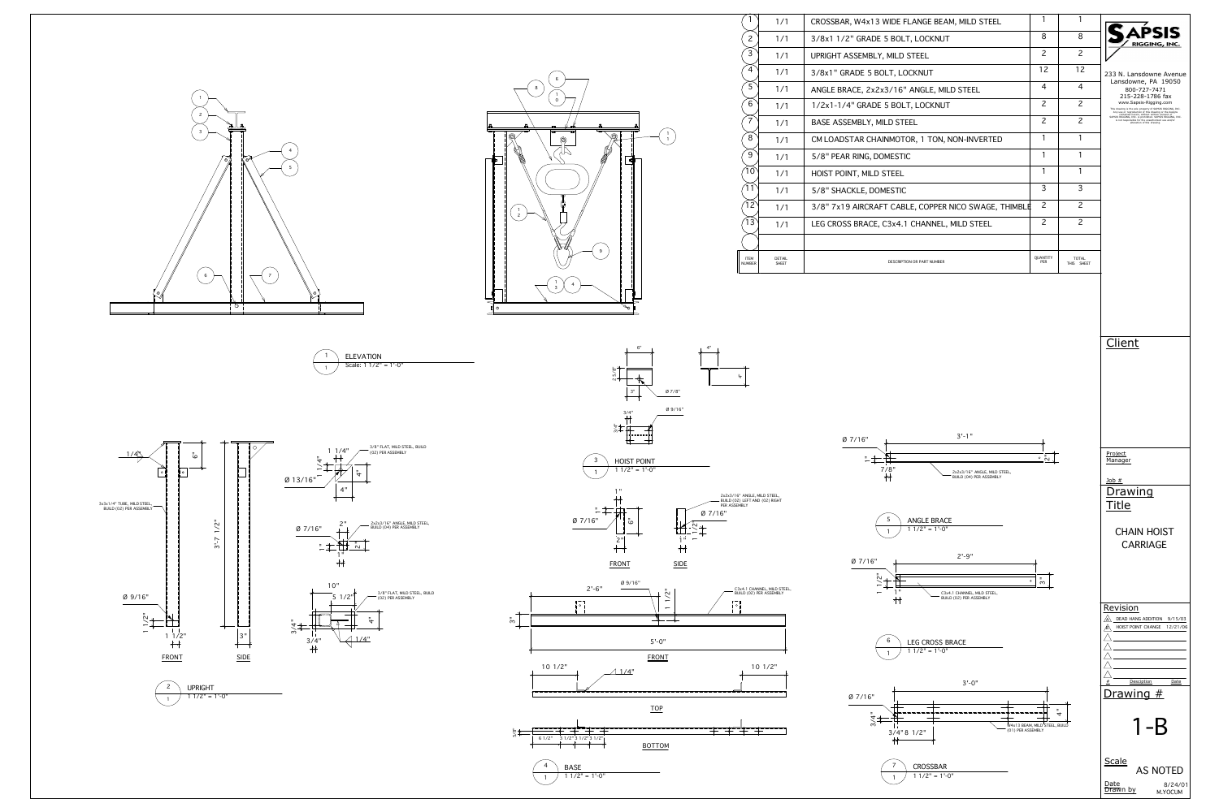| ITEM NUMBER | DETAIL SHEET | DESCRIPTION OR PART NUMBER | QUANTITY PER | TOTAL THIS SHEET |
|---|---|---|---|---|
| 1 | 1/1 | CROSSBAR, W4x13 WIDE FLANGE BEAM, MILD STEEL | 1 | 1 |
| 2 | 1/1 | 3/8x1 1/2" GRADE 5 BOLT, LOCKNUT | 8 | 8 |
| 3 | 1/1 | UPRIGHT ASSEMBLY, MILD STEEL | 2 | 2 |
| 4 | 1/1 | 3/8x1" GRADE 5 BOLT, LOCKNUT | 12 | 12 |
| 5 | 1/1 | ANGLE BRACE, 2x2x3/16" ANGLE, MILD STEEL | 4 | 4 |
| 6 | 1/1 | 1/2x1-1/4" GRADE 5 BOLT, LOCKNUT | 2 | 2 |
| 7 | 1/1 | BASE ASSEMBLY, MILD STEEL | 2 | 2 |
| 8 | 1/1 | CM LOADSTAR CHAINMOTOR, 1 TON, NON-INVERTED | 1 | 1 |
| 9 | 1/1 | 5/8" PEAR RING, DOMESTIC | 1 | 1 |
| 10 | 1/1 | HOIST POINT, MILD STEEL | 1 | 1 |
| 11 | 1/1 | 5/8" SHACKLE, DOMESTIC | 3 | 3 |
| 12 | 1/1 | 3/8" 7x19 AIRCRAFT CABLE, COPPER NICO SWAGE, THIMBLE | 2 | 2 |
| 13 | 1/1 | LEG CROSS BRACE, C3x4.1 CHANNEL, MILD STEEL | 2 | 2 |

**SAPSIS RIGGING, INC.**
233 N. Lansdowne Avenue
Lansdowne, PA 19050
800-727-7471
215-228-1786 fax
www.Sapsis-Rigging.com

1 — ELEVATION
Scale: 1 1/2" = 1'-0"

2 — UPRIGHT
1 1/2" = 1'-0"

- 3x3x1/4" TUBE, MILD STEEL, BUILD (02) PER ASSEMBLY
- 3/8" FLAT, MILD STEEL, BUILD (02) PER ASSEMBLY
- 2x2x3/16" ANGLE, MILD STEEL, BUILD (04) PER ASSEMBLY
- 3/8" FLAT, MILD STEEL, BUILD (02) PER ASSEMBLY

Dimensions: 1/4", 6", 3'-7 1/2", Ø 9/16", 1 1/2", 3", Ø 13/16", 1 1/4", 4", Ø 7/16", 2", 10", 5 1/2", 3/4", 1/4"

FRONT — SIDE

3 — HOIST POINT
1 1/2" = 1'-0"

Dimensions: 6", 4", 3", Ø 7/8", Ø 9/16", 3/4"

4 — BASE
1 1/2" = 1'-0"

- 2x2x3/16" ANGLE, MILD STEEL, BUILD (02) LEFT AND (02) RIGHT PER ASSEMBLY
- C3x4.1 CHANNEL, MILD STEEL, BUILD (02) PER ASSEMBLY

Dimensions: 1", Ø 7/16", 6", 2", 2'-6", Ø 9/16", 3", 5'-0", 10 1/2", 1/4", 6 1/2", 3 1/2"

FRONT — SIDE — TOP — BOTTOM

5 — ANGLE BRACE
1 1/2" = 1'-0"

- 2x2x3/16" ANGLE, MILD STEEL, BUILD (04) PER ASSEMBLY

Dimensions: Ø 7/16", 3'-1", 7/8", 2"

6 — LEG CROSS BRACE
1 1/2" = 1'-0"

- C3x4.1 CHANNEL, MILD STEEL, BUILD (02) PER ASSEMBLY

Dimensions: Ø 7/16", 2'-9", 1 1/2", 3"

7 — CROSSBAR
1 1/2" = 1'-0"

- W4x13 BEAM, MILD STEEL, BUILD (01) PER ASSEMBLY

Dimensions: Ø 7/16", 3'-0", 3/4", 3/4" 8 1/2", 4"

Client

Project Manager

Job #

Drawing Title: CHAIN HOIST CARRIAGE

Revision

| # | Description | Date |
|---|---|---|
| A | DEAD HANG ADDITION | 9/15/03 |
| B | HOIST POINT CHANGE | 12/21/06 |

Drawing #: 1-B

Scale: AS NOTED

Date: 8/24/01

Drawn by: M.YOCUM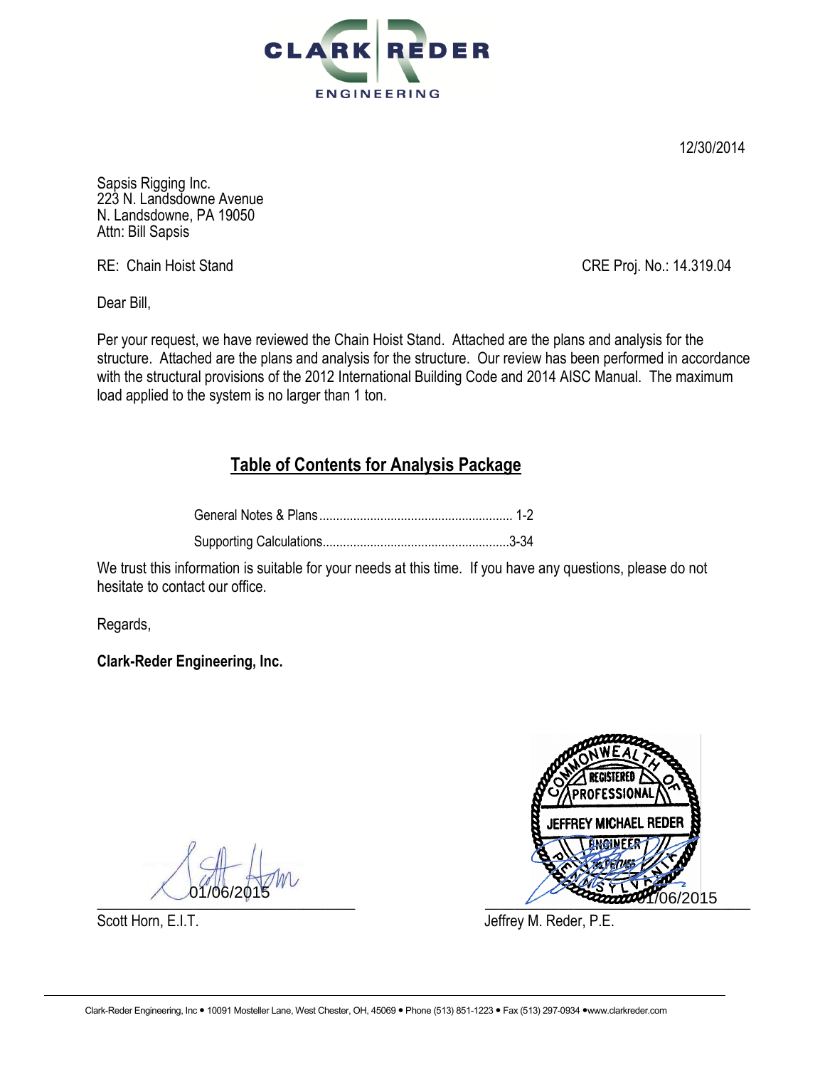CLARK | REDER ENGINEERING

12/30/2014

Sapsis Rigging Inc.
223 N. Landsdowne Avenue
N. Landsdowne, PA 19050
Attn: Bill Sapsis

RE: Chain Hoist Stand

CRE Proj. No.: 14.319.04

Dear Bill,

Per your request, we have reviewed the Chain Hoist Stand. Attached are the plans and analysis for the structure. Attached are the plans and analysis for the structure. Our review has been performed in accordance with the structural provisions of the 2012 International Building Code and 2014 AISC Manual. The maximum load applied to the system is no larger than 1 ton.

## Table of Contents for Analysis Package

General Notes & Plans........................................................ 1-2

Supporting Calculations......................................................3-34

We trust this information is suitable for your needs at this time. If you have any questions, please do not hesitate to contact our office.

Regards,

**Clark-Reder Engineering, Inc.**

01/06/2015
Scott Horn, E.I.T.

COMMONWEALTH OF PENNSYLVANIA
REGISTERED PROFESSIONAL
JEFFREY MICHAEL REDER
ENGINEER

01/06/2015
Jeffrey M. Reder, P.E.

Clark-Reder Engineering, Inc • 10091 Mosteller Lane, West Chester, OH, 45069 • Phone (513) 851-1223 • Fax (513) 297-0934 •www.clarkreder.com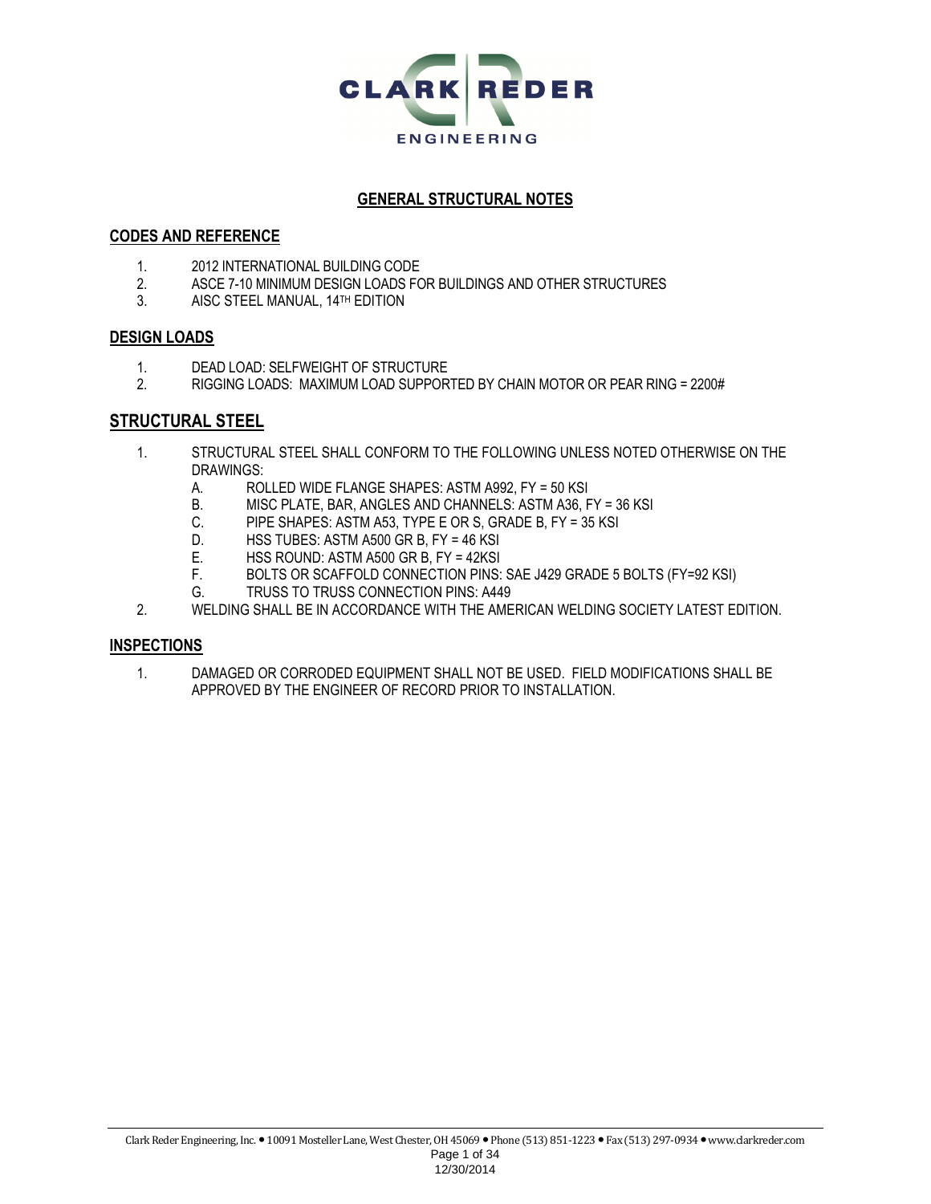CLARK REDER ENGINEERING

# GENERAL STRUCTURAL NOTES

## CODES AND REFERENCE

1. 2012 INTERNATIONAL BUILDING CODE
2. ASCE 7-10 MINIMUM DESIGN LOADS FOR BUILDINGS AND OTHER STRUCTURES
3. AISC STEEL MANUAL, 14TH EDITION

## DESIGN LOADS

1. DEAD LOAD: SELFWEIGHT OF STRUCTURE
2. RIGGING LOADS: MAXIMUM LOAD SUPPORTED BY CHAIN MOTOR OR PEAR RING = 2200#

## STRUCTURAL STEEL

1. STRUCTURAL STEEL SHALL CONFORM TO THE FOLLOWING UNLESS NOTED OTHERWISE ON THE DRAWINGS:
   - A. ROLLED WIDE FLANGE SHAPES: ASTM A992, FY = 50 KSI
   - B. MISC PLATE, BAR, ANGLES AND CHANNELS: ASTM A36, FY = 36 KSI
   - C. PIPE SHAPES: ASTM A53, TYPE E OR S, GRADE B, FY = 35 KSI
   - D. HSS TUBES: ASTM A500 GR B, FY = 46 KSI
   - E. HSS ROUND: ASTM A500 GR B, FY = 42KSI
   - F. BOLTS OR SCAFFOLD CONNECTION PINS: SAE J429 GRADE 5 BOLTS (FY=92 KSI)
   - G. TRUSS TO TRUSS CONNECTION PINS: A449
2. WELDING SHALL BE IN ACCORDANCE WITH THE AMERICAN WELDING SOCIETY LATEST EDITION.

## INSPECTIONS

1. DAMAGED OR CORRODED EQUIPMENT SHALL NOT BE USED. FIELD MODIFICATIONS SHALL BE APPROVED BY THE ENGINEER OF RECORD PRIOR TO INSTALLATION.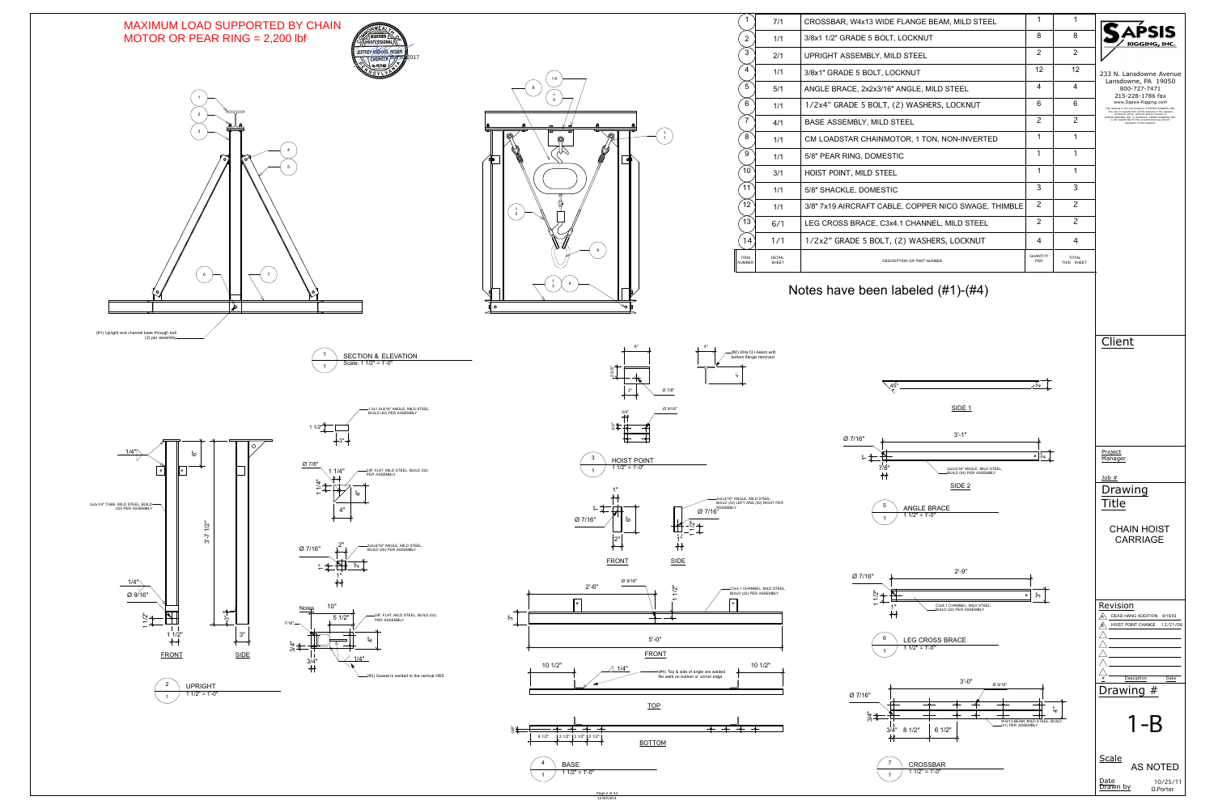MAXIMUM LOAD SUPPORTED BY CHAIN MOTOR OR PEAR RING = 2,200 lbf

| ITEM NUMBER | DETAIL SHEET | DESCRIPTION OR PART NUMBER | QUANTITY PER | TOTAL THIS SHEET |
|---|---|---|---|---|
| 1 | 7/1 | CROSSBAR, W4x13 WIDE FLANGE BEAM, MILD STEEL | 1 | 1 |
| 2 | 1/1 | 3/8x1 1/2" GRADE 5 BOLT, LOCKNUT | 8 | 8 |
| 3 | 2/1 | UPRIGHT ASSEMBLY, MILD STEEL | 2 | 2 |
| 4 | 1/1 | 3/8x1" GRADE 5 BOLT, LOCKNUT | 12 | 12 |
| 5 | 5/1 | ANGLE BRACE, 2x2x3/16" ANGLE, MILD STEEL | 4 | 4 |
| 6 | 1/1 | 1/2x4" GRADE 5 BOLT, (2) WASHERS, LOCKNUT | 6 | 6 |
| 7 | 4/1 | BASE ASSEMBLY, MILD STEEL | 2 | 2 |
| 8 | 1/1 | CM LOADSTAR CHAINMOTOR, 1 TON, NON-INVERTED | 1 | 1 |
| 9 | 1/1 | 5/8" PEAR RING, DOMESTIC | 1 | 1 |
| 10 | 3/1 | HOIST POINT, MILD STEEL | 1 | 1 |
| 11 | 1/1 | 5/8" SHACKLE, DOMESTIC | 3 | 3 |
| 12 | 1/1 | 3/8" 7x19 AIRCRAFT CABLE, COPPER NICO SWAGE, THIMBLE | 2 | 2 |
| 13 | 6/1 | LEG CROSS BRACE, C3x4.1 CHANNEL, MILD STEEL | 2 | 2 |
| 14 | 1/1 | 1/2x2" GRADE 5 BOLT, (2) WASHERS, LOCKNUT | 4 | 4 |

Notes have been labeled (#1)-(#4)

SAPSIS RIGGING, INC.
233 N. Lansdowne Avenue
Lansdowne, PA 19050
800-727-7471
215-228-1786 fax
www.Sapsis-Rigging.com

Client

Project Manager

Job #

Drawing Title

CHAIN HOIST CARRIAGE

Revision

| # | Description | Date |
|---|---|---|
| A | DEAD HANG ADDITION | 9/15/03 |
| B | HOIST POINT CHANGE | 12/21/06 |

Drawing #

1-B

Scale AS NOTED

Date 10/25/11

Drawn by D.Porter

1 SECTION & ELEVATION — Scale: 1 1/2" = 1'-0"

(#1) Upright and channel base through bolt (2) per assembly

2 UPRIGHT — 1 1/2" = 1'-0"

3x3x1/4" TUBE, MILD STEEL, BUILD (02) PER ASSEMBLY

1.5x1.5x3/16" ANGLE, MILD STEEL, BUILD (02) PER ASSEMBLY

3/8" FLAT, MILD STEEL, BUILD (02) PER ASSEMBLY

2x2x3/16" ANGLE, MILD STEEL, BUILD (04) PER ASSEMBLY

3/8" FLAT, MILD STEEL, BUILD (02) PER ASSEMBLY

(#3) Gusset is welded to the vertical HSS

3 HOIST POINT — 1 1/2" = 1'-0"

(#2) W4x13 I-beam with bottom flange removed

2x2x3/16" ANGLE, MILD STEEL, BUILD (02) LEFT AND (02) RIGHT PER ASSEMBLY

4 BASE — 1 1/2" = 1'-0"

C3x4.1 CHANNEL, MILD STEEL, BUILD (02) PER ASSEMBLY

(#4) Top & side of angle are welded. No weld on bottom or corner edge

5 ANGLE BRACE — 1 1/2" = 1'-0"

2x2x3/16" ANGLE, MILD STEEL, BUILD (04) PER ASSEMBLY

6 LEG CROSS BRACE — 1 1/2" = 1'-0"

C3x4.1 CHANNEL, MILD STEEL, BUILD (02) PER ASSEMBLY

7 CROSSBAR — 1 1/2" = 1'-0"

W4x13 BEAM, MILD STEEL, BUILD (01) PER ASSEMBLY